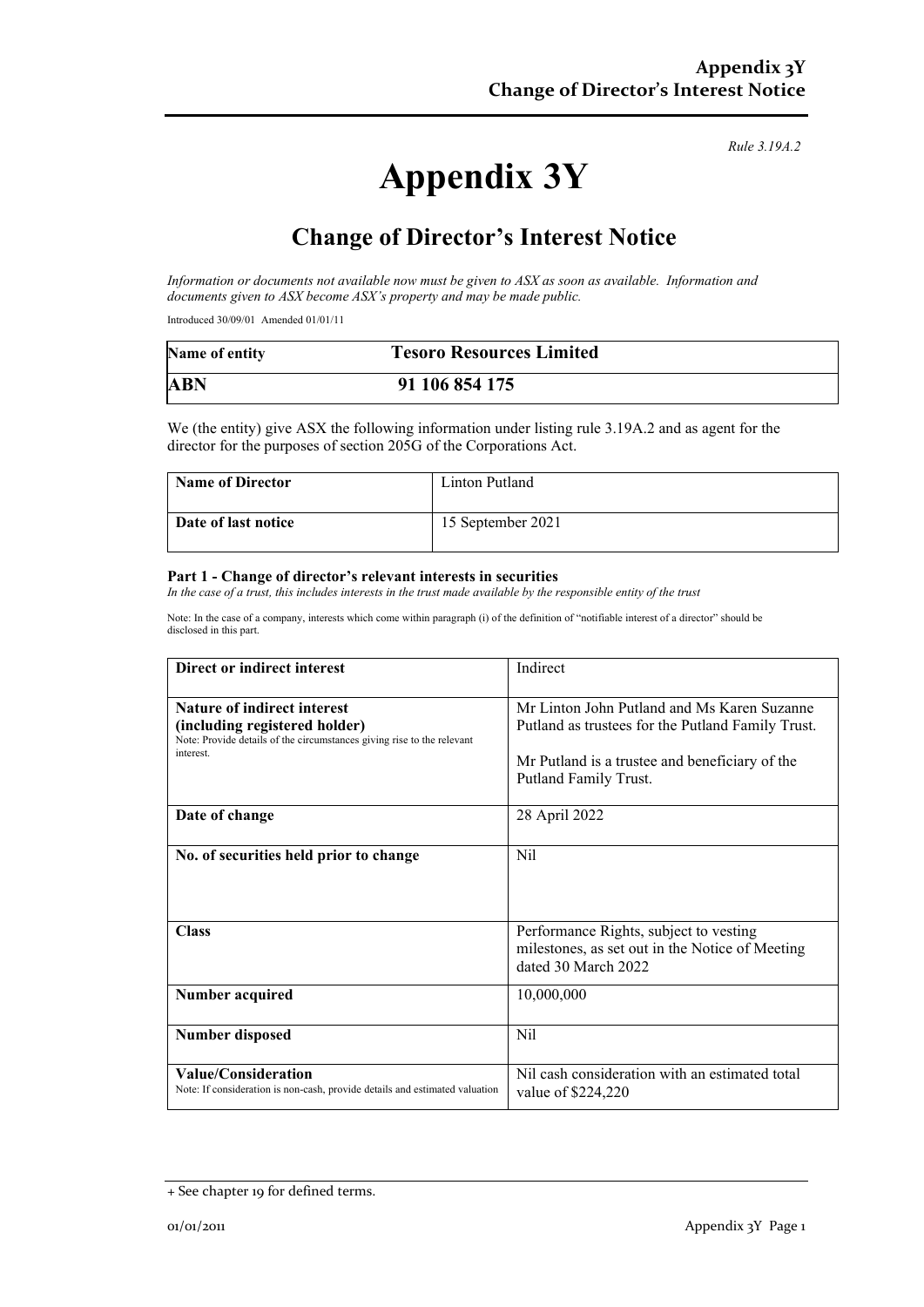*Rule 3.19A.2*

# Appendix 3Y

## Change of Director's Interest Notice

*Information or documents not available now must be given to ASX as soon as available. Information and documents given to ASX become ASX's property and may be made public.*

Introduced 30/09/01 Amended 01/01/11

| **Name of entity** | **Tesoro Resources Limited** |
|---|---|
| **ABN** | **91 106 854 175** |

We (the entity) give ASX the following information under listing rule 3.19A.2 and as agent for the director for the purposes of section 205G of the Corporations Act.

| **Name of Director** | Linton Putland |
|---|---|
| **Date of last notice** | 15 September 2021 |

### Part 1 - Change of director's relevant interests in securities

*In the case of a trust, this includes interests in the trust made available by the responsible entity of the trust*

Note: In the case of a company, interests which come within paragraph (i) of the definition of "notifiable interest of a director" should be disclosed in this part.

| **Direct or indirect interest** | Indirect |
|---|---|
| **Nature of indirect interest (including registered holder)**<br>Note: Provide details of the circumstances giving rise to the relevant interest. | Mr Linton John Putland and Ms Karen Suzanne Putland as trustees for the Putland Family Trust.<br><br>Mr Putland is a trustee and beneficiary of the Putland Family Trust. |
| **Date of change** | 28 April 2022 |
| **No. of securities held prior to change** | Nil |
| **Class** | Performance Rights, subject to vesting milestones, as set out in the Notice of Meeting dated 30 March 2022 |
| **Number acquired** | 10,000,000 |
| **Number disposed** | Nil |
| **Value/Consideration**<br>Note: If consideration is non-cash, provide details and estimated valuation | Nil cash consideration with an estimated total value of $224,220 |

+ See chapter 19 for defined terms.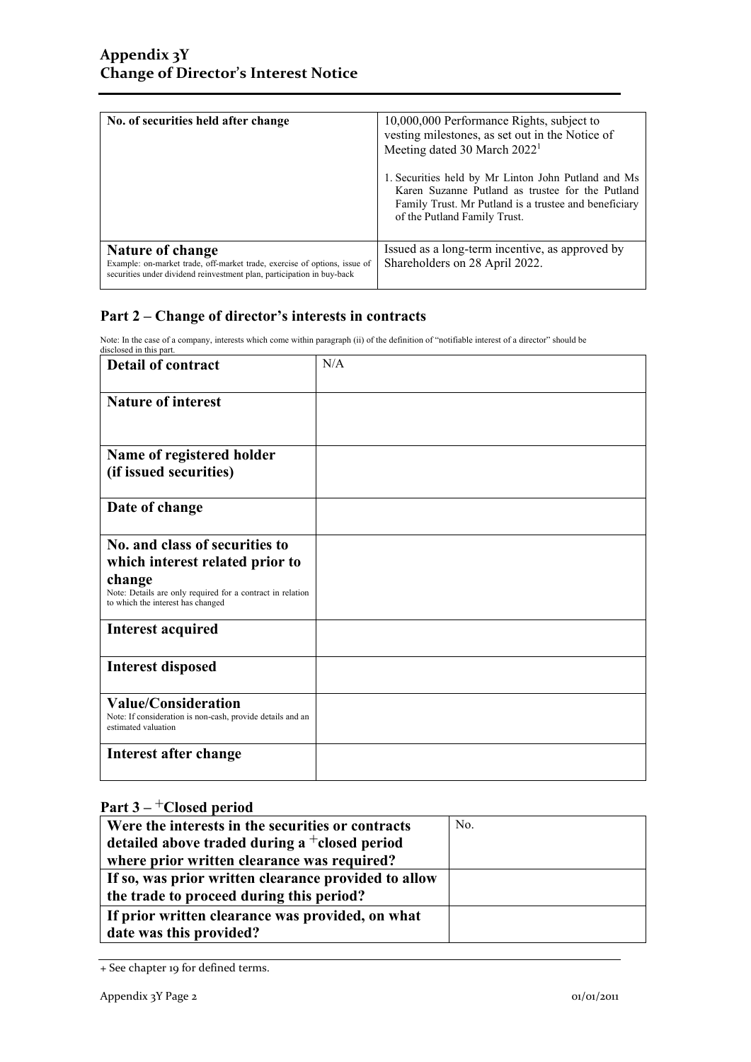| No. of securities held after change | 10,000,000 Performance Rights, subject to vesting milestones, as set out in the Notice of Meeting dated 30 March 2022[1]<br><br>1. Securities held by Mr Linton John Putland and Ms Karen Suzanne Putland as trustee for the Putland Family Trust. Mr Putland is a trustee and beneficiary of the Putland Family Trust. |
|---|---|
| **Nature of change**<br>Example: on-market trade, off-market trade, exercise of options, issue of securities under dividend reinvestment plan, participation in buy-back | Issued as a long-term incentive, as approved by Shareholders on 28 April 2022. |

## Part 2 – Change of director's interests in contracts

Note: In the case of a company, interests which come within paragraph (ii) of the definition of "notifiable interest of a director" should be disclosed in this part.

| **Detail of contract** | N/A |
|---|---|
| **Nature of interest** | |
| **Name of registered holder (if issued securities)** | |
| **Date of change** | |
| **No. and class of securities to which interest related prior to change**<br>Note: Details are only required for a contract in relation to which the interest has changed | |
| **Interest acquired** | |
| **Interest disposed** | |
| **Value/Consideration**<br>Note: If consideration is non-cash, provide details and an estimated valuation | |
| **Interest after change** | |

## Part 3 – +Closed period

| **Were the interests in the securities or contracts detailed above traded during a +closed period where prior written clearance was required?** | No. |
|---|---|
| **If so, was prior written clearance provided to allow the trade to proceed during this period?** | |
| **If prior written clearance was provided, on what date was this provided?** | |

+ See chapter 19 for defined terms.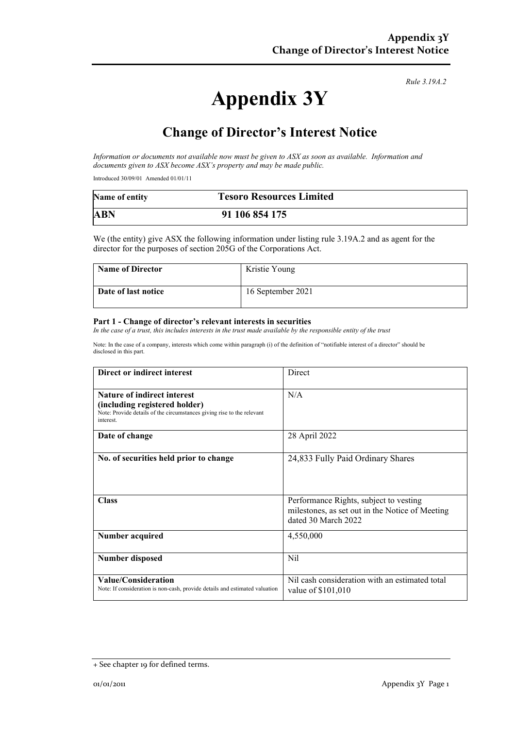*Rule 3.19A.2*

# Appendix 3Y

## Change of Director's Interest Notice

*Information or documents not available now must be given to ASX as soon as available. Information and documents given to ASX become ASX's property and may be made public.*

Introduced 30/09/01 Amended 01/01/11

| **Name of entity** | **Tesoro Resources Limited** |
|---|---|
| **ABN** | **91 106 854 175** |

We (the entity) give ASX the following information under listing rule 3.19A.2 and as agent for the director for the purposes of section 205G of the Corporations Act.

| **Name of Director** | Kristie Young |
|---|---|
| **Date of last notice** | 16 September 2021 |

### Part 1 - Change of director's relevant interests in securities

*In the case of a trust, this includes interests in the trust made available by the responsible entity of the trust*

Note: In the case of a company, interests which come within paragraph (i) of the definition of "notifiable interest of a director" should be disclosed in this part.

| **Direct or indirect interest** | Direct |
|---|---|
| **Nature of indirect interest (including registered holder)** Note: Provide details of the circumstances giving rise to the relevant interest. | N/A |
| **Date of change** | 28 April 2022 |
| **No. of securities held prior to change** | 24,833 Fully Paid Ordinary Shares |
| **Class** | Performance Rights, subject to vesting milestones, as set out in the Notice of Meeting dated 30 March 2022 |
| **Number acquired** | 4,550,000 |
| **Number disposed** | Nil |
| **Value/Consideration** Note: If consideration is non-cash, provide details and estimated valuation | Nil cash consideration with an estimated total value of $101,010 |

+ See chapter 19 for defined terms.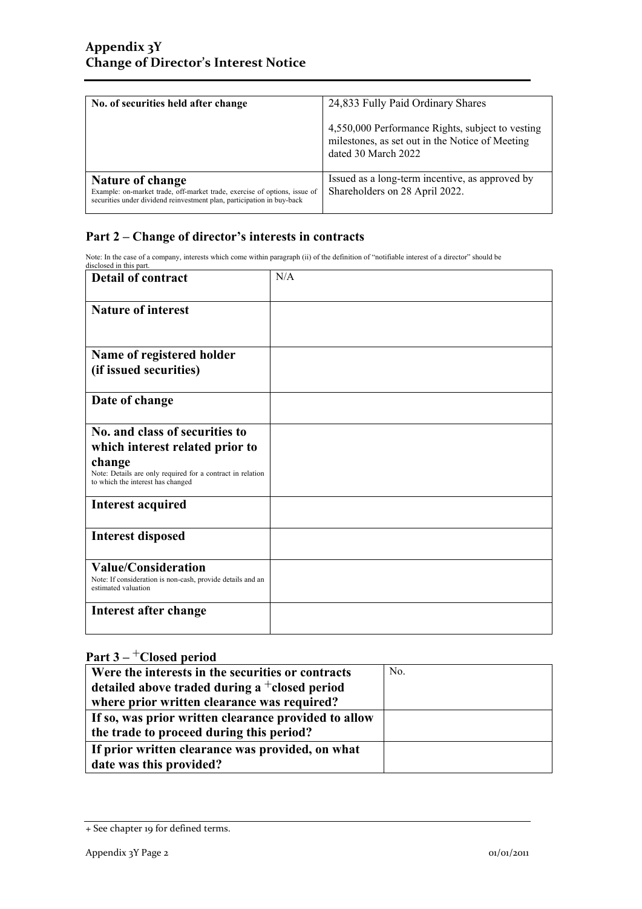| | |
|---|---|
| **No. of securities held after change** | 24,833 Fully Paid Ordinary Shares<br><br>4,550,000 Performance Rights, subject to vesting milestones, as set out in the Notice of Meeting dated 30 March 2022 |
| **Nature of change**<br>Example: on-market trade, off-market trade, exercise of options, issue of securities under dividend reinvestment plan, participation in buy-back | Issued as a long-term incentive, as approved by Shareholders on 28 April 2022. |

## Part 2 – Change of director's interests in contracts

Note: In the case of a company, interests which come within paragraph (ii) of the definition of "notifiable interest of a director" should be disclosed in this part.

| | |
|---|---|
| **Detail of contract** | N/A |
| **Nature of interest** | |
| **Name of registered holder (if issued securities)** | |
| **Date of change** | |
| **No. and class of securities to which interest related prior to change**<br>Note: Details are only required for a contract in relation to which the interest has changed | |
| **Interest acquired** | |
| **Interest disposed** | |
| **Value/Consideration**<br>Note: If consideration is non-cash, provide details and an estimated valuation | |
| **Interest after change** | |

## Part 3 – +Closed period

| | |
|---|---|
| **Were the interests in the securities or contracts detailed above traded during a +closed period where prior written clearance was required?** | No. |
| **If so, was prior written clearance provided to allow the trade to proceed during this period?** | |
| **If prior written clearance was provided, on what date was this provided?** | |

+ See chapter 19 for defined terms.